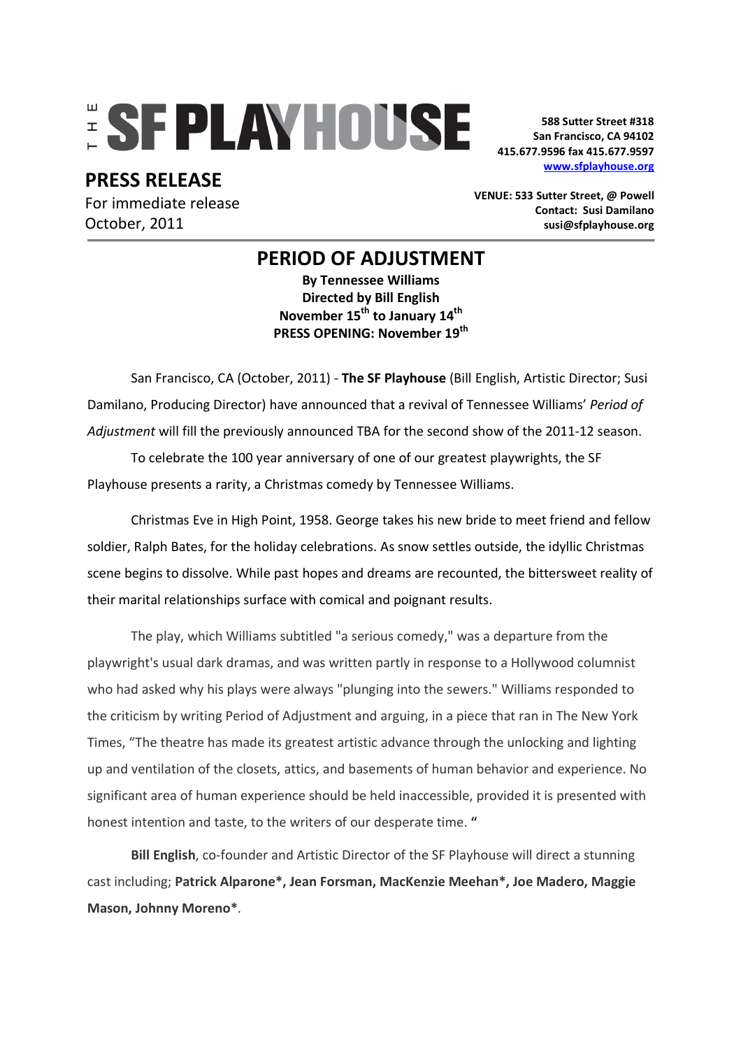# THE SF PLAYHOUSE

588 Sutter Street #318
San Francisco, CA 94102
415.677.9596 fax 415.677.9597
www.sfplayhouse.org

## PRESS RELEASE

For immediate release
October, 2011

VENUE: 533 Sutter Street, @ Powell
Contact: Susi Damilano
susi@sfplayhouse.org

# PERIOD OF ADJUSTMENT

**By Tennessee Williams**
**Directed by Bill English**
**November 15th to January 14th**
**PRESS OPENING: November 19th**

San Francisco, CA (October, 2011) - **The SF Playhouse** (Bill English, Artistic Director; Susi Damilano, Producing Director) have announced that a revival of Tennessee Williams' *Period of Adjustment* will fill the previously announced TBA for the second show of the 2011-12 season.

To celebrate the 100 year anniversary of one of our greatest playwrights, the SF Playhouse presents a rarity, a Christmas comedy by Tennessee Williams.

Christmas Eve in High Point, 1958. George takes his new bride to meet friend and fellow soldier, Ralph Bates, for the holiday celebrations. As snow settles outside, the idyllic Christmas scene begins to dissolve. While past hopes and dreams are recounted, the bittersweet reality of their marital relationships surface with comical and poignant results.

The play, which Williams subtitled "a serious comedy," was a departure from the playwright's usual dark dramas, and was written partly in response to a Hollywood columnist who had asked why his plays were always "plunging into the sewers." Williams responded to the criticism by writing Period of Adjustment and arguing, in a piece that ran in The New York Times, "The theatre has made its greatest artistic advance through the unlocking and lighting up and ventilation of the closets, attics, and basements of human behavior and experience. No significant area of human experience should be held inaccessible, provided it is presented with honest intention and taste, to the writers of our desperate time. **"**

**Bill English**, co-founder and Artistic Director of the SF Playhouse will direct a stunning cast including; **Patrick Alparone*, Jean Forsman, MacKenzie Meehan*, Joe Madero, Maggie Mason, Johnny Moreno***.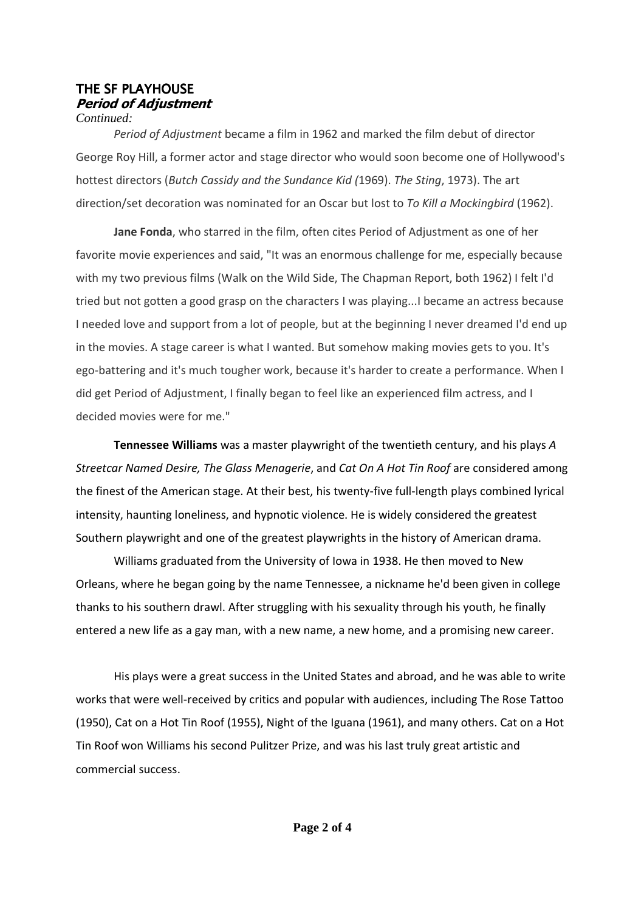# THE SF PLAYHOUSE
## *Period of Adjustment*

*Continued:*

*Period of Adjustment* became a film in 1962 and marked the film debut of director George Roy Hill, a former actor and stage director who would soon become one of Hollywood's hottest directors (*Butch Cassidy and the Sundance Kid (*1969). *The Sting*, 1973). The art direction/set decoration was nominated for an Oscar but lost to *To Kill a Mockingbird* (1962).

**Jane Fonda**, who starred in the film, often cites Period of Adjustment as one of her favorite movie experiences and said, "It was an enormous challenge for me, especially because with my two previous films (Walk on the Wild Side, The Chapman Report, both 1962) I felt I'd tried but not gotten a good grasp on the characters I was playing...I became an actress because I needed love and support from a lot of people, but at the beginning I never dreamed I'd end up in the movies. A stage career is what I wanted. But somehow making movies gets to you. It's ego-battering and it's much tougher work, because it's harder to create a performance. When I did get Period of Adjustment, I finally began to feel like an experienced film actress, and I decided movies were for me."

**Tennessee Williams** was a master playwright of the twentieth century, and his plays *A Streetcar Named Desire, The Glass Menagerie*, and *Cat On A Hot Tin Roof* are considered among the finest of the American stage. At their best, his twenty-five full-length plays combined lyrical intensity, haunting loneliness, and hypnotic violence. He is widely considered the greatest Southern playwright and one of the greatest playwrights in the history of American drama.

Williams graduated from the University of Iowa in 1938. He then moved to New Orleans, where he began going by the name Tennessee, a nickname he'd been given in college thanks to his southern drawl. After struggling with his sexuality through his youth, he finally entered a new life as a gay man, with a new name, a new home, and a promising new career.

His plays were a great success in the United States and abroad, and he was able to write works that were well-received by critics and popular with audiences, including The Rose Tattoo (1950), Cat on a Hot Tin Roof (1955), Night of the Iguana (1961), and many others. Cat on a Hot Tin Roof won Williams his second Pulitzer Prize, and was his last truly great artistic and commercial success.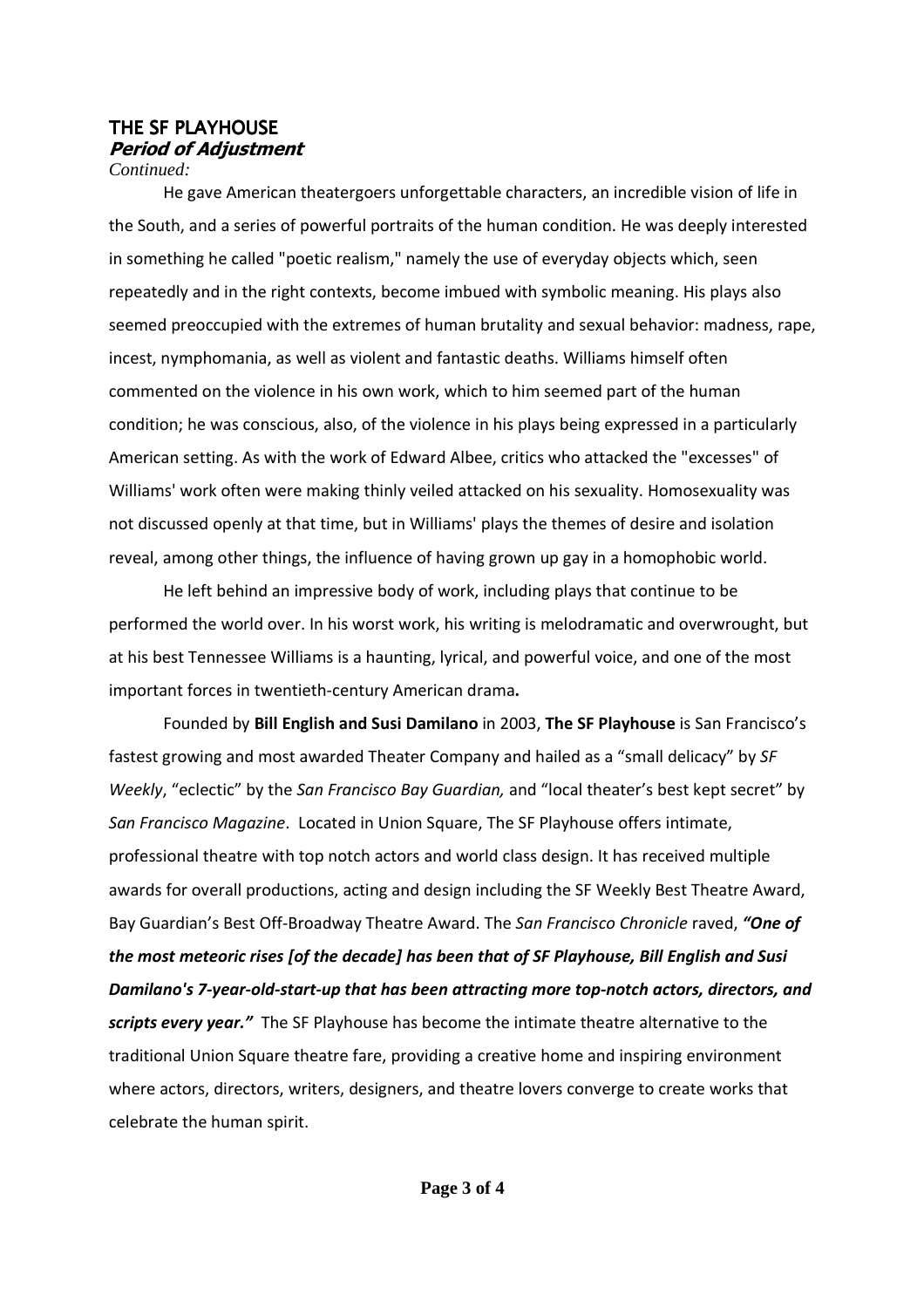# THE SF PLAYHOUSE
## *Period of Adjustment*

*Continued:*

He gave American theatergoers unforgettable characters, an incredible vision of life in the South, and a series of powerful portraits of the human condition. He was deeply interested in something he called "poetic realism," namely the use of everyday objects which, seen repeatedly and in the right contexts, become imbued with symbolic meaning. His plays also seemed preoccupied with the extremes of human brutality and sexual behavior: madness, rape, incest, nymphomania, as well as violent and fantastic deaths. Williams himself often commented on the violence in his own work, which to him seemed part of the human condition; he was conscious, also, of the violence in his plays being expressed in a particularly American setting. As with the work of Edward Albee, critics who attacked the "excesses" of Williams' work often were making thinly veiled attacked on his sexuality. Homosexuality was not discussed openly at that time, but in Williams' plays the themes of desire and isolation reveal, among other things, the influence of having grown up gay in a homophobic world.

He left behind an impressive body of work, including plays that continue to be performed the world over. In his worst work, his writing is melodramatic and overwrought, but at his best Tennessee Williams is a haunting, lyrical, and powerful voice, and one of the most important forces in twentieth-century American drama**.**

Founded by **Bill English and Susi Damilano** in 2003, **The SF Playhouse** is San Francisco's fastest growing and most awarded Theater Company and hailed as a "small delicacy" by *SF Weekly*, "eclectic" by the *San Francisco Bay Guardian,* and "local theater's best kept secret" by *San Francisco Magazine*. Located in Union Square, The SF Playhouse offers intimate, professional theatre with top notch actors and world class design. It has received multiple awards for overall productions, acting and design including the SF Weekly Best Theatre Award, Bay Guardian's Best Off-Broadway Theatre Award. The *San Francisco Chronicle* raved, ***"One of the most meteoric rises [of the decade] has been that of SF Playhouse, Bill English and Susi Damilano's 7-year-old-start-up that has been attracting more top-notch actors, directors, and scripts every year."*** The SF Playhouse has become the intimate theatre alternative to the traditional Union Square theatre fare, providing a creative home and inspiring environment where actors, directors, writers, designers, and theatre lovers converge to create works that celebrate the human spirit.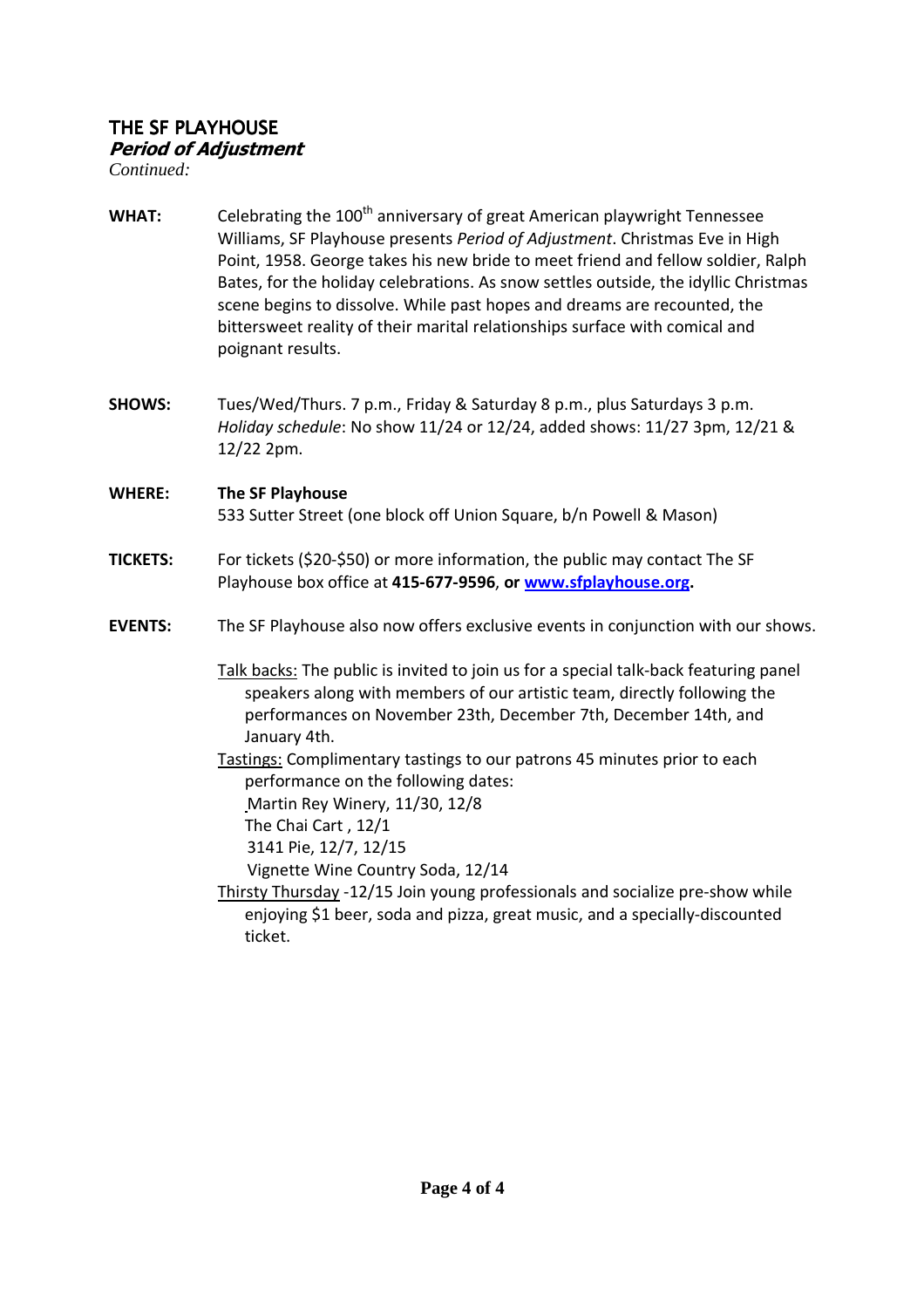# THE SF PLAYHOUSE
## *Period of Adjustment*
*Continued:*

**WHAT:** Celebrating the 100th anniversary of great American playwright Tennessee Williams, SF Playhouse presents *Period of Adjustment*. Christmas Eve in High Point, 1958. George takes his new bride to meet friend and fellow soldier, Ralph Bates, for the holiday celebrations. As snow settles outside, the idyllic Christmas scene begins to dissolve. While past hopes and dreams are recounted, the bittersweet reality of their marital relationships surface with comical and poignant results.

**SHOWS:** Tues/Wed/Thurs. 7 p.m., Friday & Saturday 8 p.m., plus Saturdays 3 p.m. *Holiday schedule*: No show 11/24 or 12/24, added shows: 11/27 3pm, 12/21 & 12/22 2pm.

**WHERE:** **The SF Playhouse**
533 Sutter Street (one block off Union Square, b/n Powell & Mason)

**TICKETS:** For tickets ($20-$50) or more information, the public may contact The SF Playhouse box office at **415-677-9596**, **or [www.sfplayhouse.org](http://www.sfplayhouse.org).**

**EVENTS:** The SF Playhouse also now offers exclusive events in conjunction with our shows.

Talk backs: The public is invited to join us for a special talk-back featuring panel speakers along with members of our artistic team, directly following the performances on November 23th, December 7th, December 14th, and January 4th.

Tastings: Complimentary tastings to our patrons 45 minutes prior to each performance on the following dates:
Martin Rey Winery, 11/30, 12/8
The Chai Cart , 12/1
3141 Pie, 12/7, 12/15
Vignette Wine Country Soda, 12/14

Thirsty Thursday -12/15 Join young professionals and socialize pre-show while enjoying $1 beer, soda and pizza, great music, and a specially-discounted ticket.